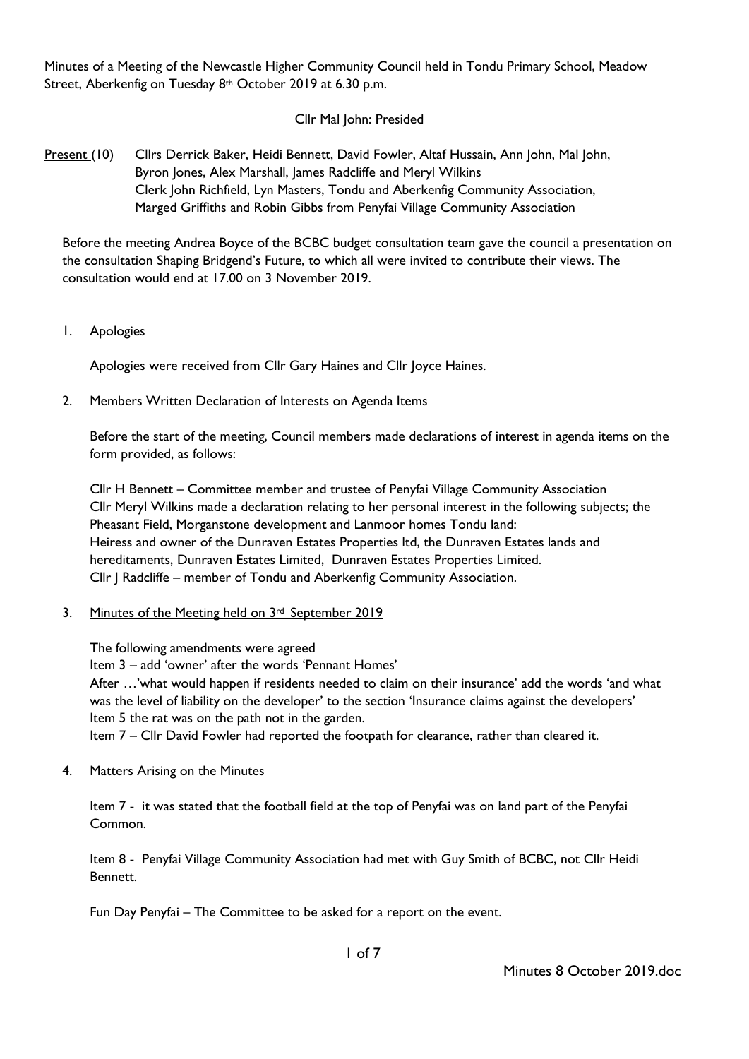Minutes of a Meeting of the Newcastle Higher Community Council held in Tondu Primary School, Meadow Street, Aberkenfig on Tuesday 8th October 2019 at 6.30 p.m.

Cllr Mal John: Presided

<u>Present</u> (10) Cllrs Derrick Baker, Heidi Bennett, David Fowler, Altaf Hussain, Ann John, Mal John, Byron Jones, Alex Marshall, James Radcliffe and Meryl Wilkins
Clerk John Richfield, Lyn Masters, Tondu and Aberkenfig Community Association, Marged Griffiths and Robin Gibbs from Penyfai Village Community Association

Before the meeting Andrea Boyce of the BCBC budget consultation team gave the council a presentation on the consultation Shaping Bridgend's Future, to which all were invited to contribute their views. The consultation would end at 17.00 on 3 November 2019.

1. <u>Apologies</u>

   Apologies were received from Cllr Gary Haines and Cllr Joyce Haines.

2. <u>Members Written Declaration of Interests on Agenda Items</u>

   Before the start of the meeting, Council members made declarations of interest in agenda items on the form provided, as follows:

   Cllr H Bennett – Committee member and trustee of Penyfai Village Community Association
   Cllr Meryl Wilkins made a declaration relating to her personal interest in the following subjects; the Pheasant Field, Morganstone development and Lanmoor homes Tondu land:
   Heiress and owner of the Dunraven Estates Properties ltd, the Dunraven Estates lands and hereditaments, Dunraven Estates Limited, Dunraven Estates Properties Limited.
   Cllr J Radcliffe – member of Tondu and Aberkenfig Community Association.

3. <u>Minutes of the Meeting held on 3rd September 2019</u>

   The following amendments were agreed
   Item 3 – add 'owner' after the words 'Pennant Homes'
   After …'what would happen if residents needed to claim on their insurance' add the words 'and what was the level of liability on the developer' to the section 'Insurance claims against the developers'
   Item 5 the rat was on the path not in the garden.
   Item 7 – Cllr David Fowler had reported the footpath for clearance, rather than cleared it.

4. <u>Matters Arising on the Minutes</u>

   Item 7 - it was stated that the football field at the top of Penyfai was on land part of the Penyfai Common.

   Item 8 - Penyfai Village Community Association had met with Guy Smith of BCBC, not Cllr Heidi Bennett.

   Fun Day Penyfai – The Committee to be asked for a report on the event.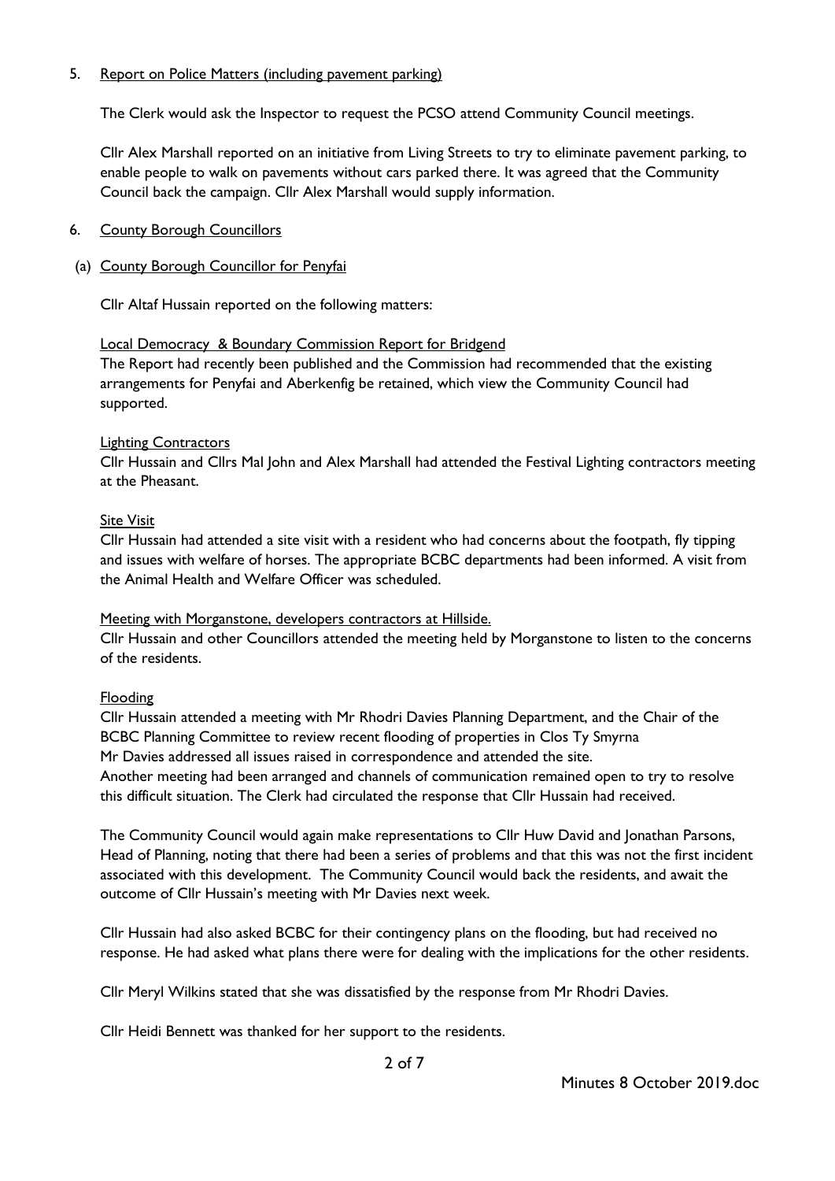5. Report on Police Matters (including pavement parking)

The Clerk would ask the Inspector to request the PCSO attend Community Council meetings.

Cllr Alex Marshall reported on an initiative from Living Streets to try to eliminate pavement parking, to enable people to walk on pavements without cars parked there. It was agreed that the Community Council back the campaign. Cllr Alex Marshall would supply information.

6. County Borough Councillors

(a) County Borough Councillor for Penyfai

Cllr Altaf Hussain reported on the following matters:

Local Democracy & Boundary Commission Report for Bridgend

The Report had recently been published and the Commission had recommended that the existing arrangements for Penyfai and Aberkenfig be retained, which view the Community Council had supported.

Lighting Contractors

Cllr Hussain and Cllrs Mal John and Alex Marshall had attended the Festival Lighting contractors meeting at the Pheasant.

Site Visit

Cllr Hussain had attended a site visit with a resident who had concerns about the footpath, fly tipping and issues with welfare of horses. The appropriate BCBC departments had been informed. A visit from the Animal Health and Welfare Officer was scheduled.

Meeting with Morganstone, developers contractors at Hillside.

Cllr Hussain and other Councillors attended the meeting held by Morganstone to listen to the concerns of the residents.

Flooding

Cllr Hussain attended a meeting with Mr Rhodri Davies Planning Department, and the Chair of the BCBC Planning Committee to review recent flooding of properties in Clos Ty Smyrna
Mr Davies addressed all issues raised in correspondence and attended the site.
Another meeting had been arranged and channels of communication remained open to try to resolve this difficult situation. The Clerk had circulated the response that Cllr Hussain had received.

The Community Council would again make representations to Cllr Huw David and Jonathan Parsons, Head of Planning, noting that there had been a series of problems and that this was not the first incident associated with this development. The Community Council would back the residents, and await the outcome of Cllr Hussain's meeting with Mr Davies next week.

Cllr Hussain had also asked BCBC for their contingency plans on the flooding, but had received no response. He had asked what plans there were for dealing with the implications for the other residents.

Cllr Meryl Wilkins stated that she was dissatisfied by the response from Mr Rhodri Davies.

Cllr Heidi Bennett was thanked for her support to the residents.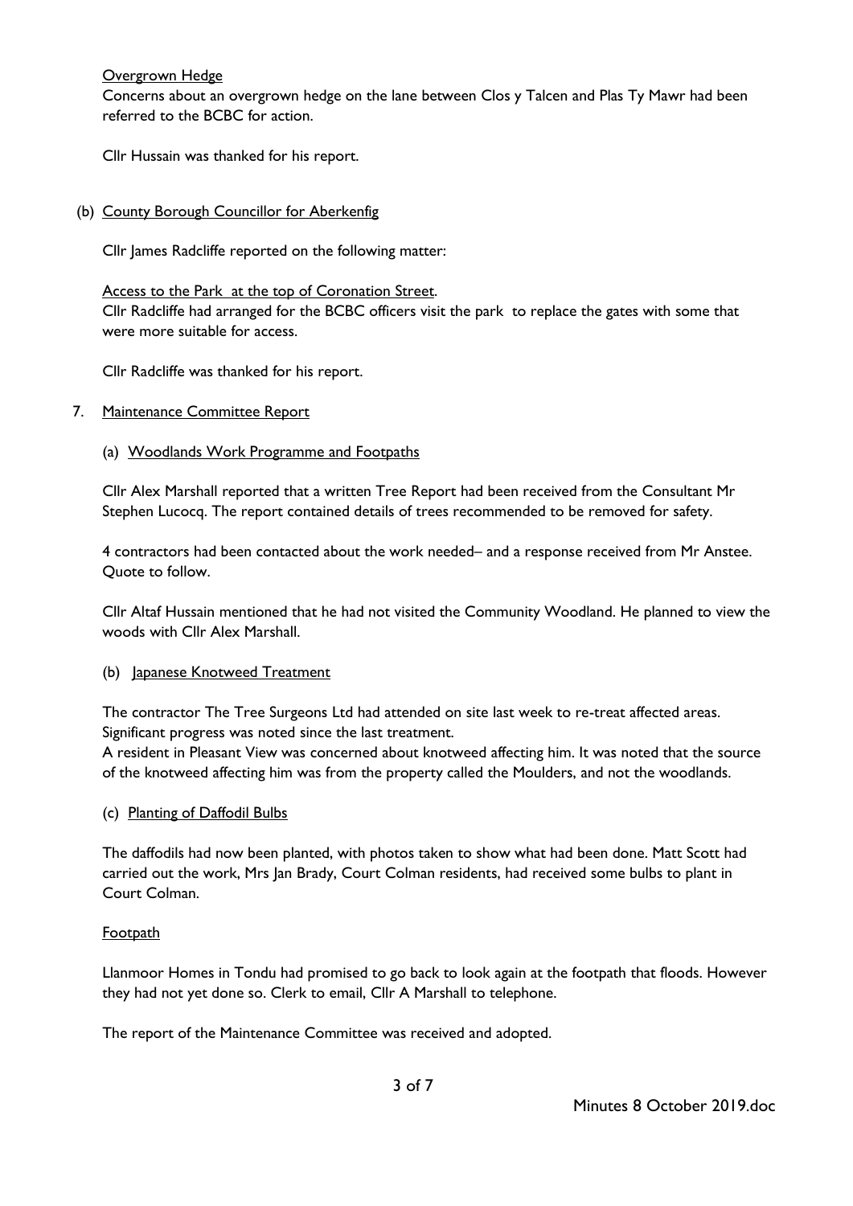Overgrown Hedge

Concerns about an overgrown hedge on the lane between Clos y Talcen and Plas Ty Mawr had been referred to the BCBC for action.

Cllr Hussain was thanked for his report.

(b) County Borough Councillor for Aberkenfig

Cllr James Radcliffe reported on the following matter:

Access to the Park at the top of Coronation Street.

Cllr Radcliffe had arranged for the BCBC officers visit the park to replace the gates with some that were more suitable for access.

Cllr Radcliffe was thanked for his report.

7. Maintenance Committee Report

(a) Woodlands Work Programme and Footpaths

Cllr Alex Marshall reported that a written Tree Report had been received from the Consultant Mr Stephen Lucocq. The report contained details of trees recommended to be removed for safety.

4 contractors had been contacted about the work needed– and a response received from Mr Anstee. Quote to follow.

Cllr Altaf Hussain mentioned that he had not visited the Community Woodland. He planned to view the woods with Cllr Alex Marshall.

(b) Japanese Knotweed Treatment

The contractor The Tree Surgeons Ltd had attended on site last week to re-treat affected areas. Significant progress was noted since the last treatment.

A resident in Pleasant View was concerned about knotweed affecting him. It was noted that the source of the knotweed affecting him was from the property called the Moulders, and not the woodlands.

(c) Planting of Daffodil Bulbs

The daffodils had now been planted, with photos taken to show what had been done. Matt Scott had carried out the work, Mrs Jan Brady, Court Colman residents, had received some bulbs to plant in Court Colman.

Footpath

Llanmoor Homes in Tondu had promised to go back to look again at the footpath that floods. However they had not yet done so. Clerk to email, Cllr A Marshall to telephone.

The report of the Maintenance Committee was received and adopted.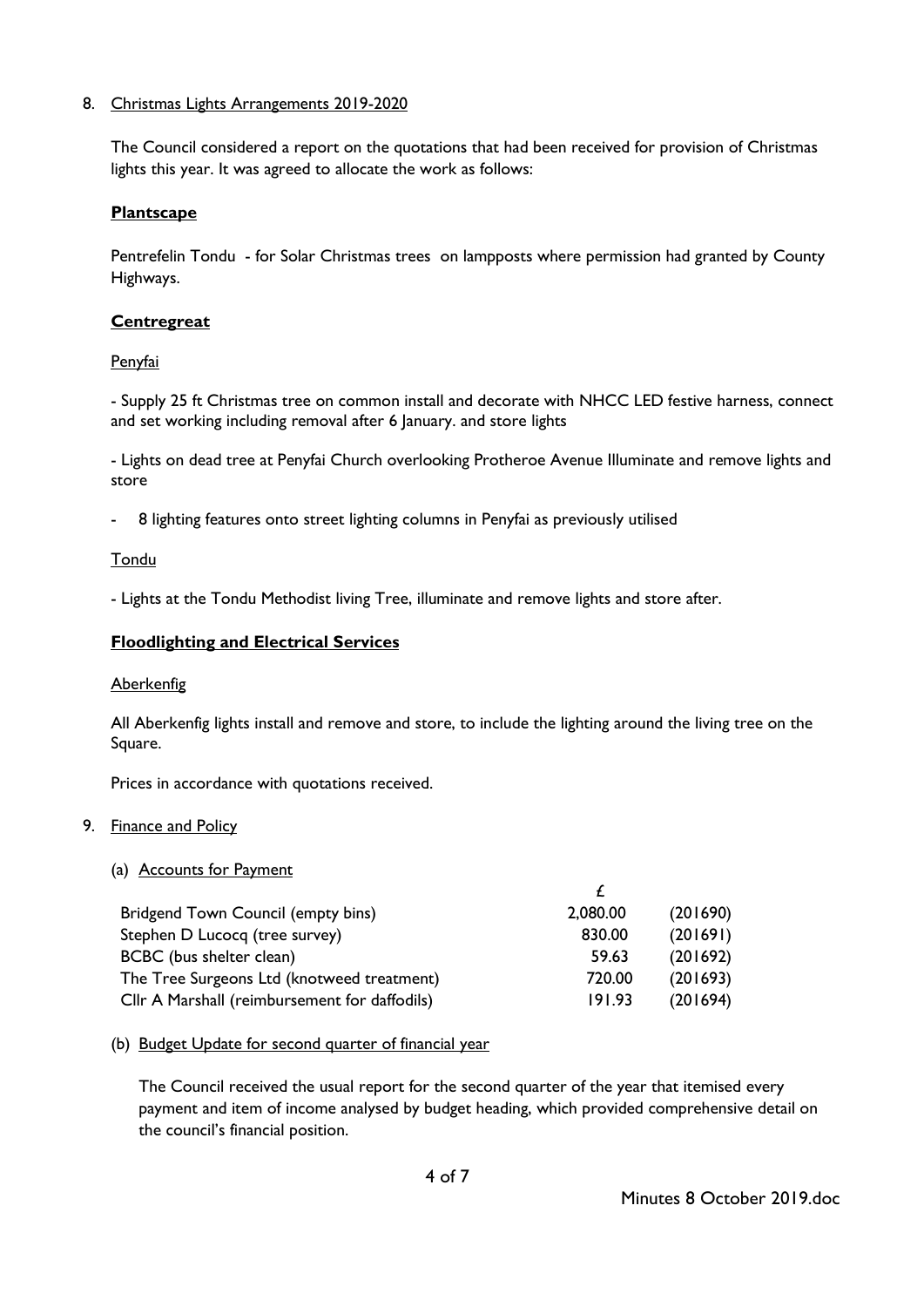8. Christmas Lights Arrangements 2019-2020

   The Council considered a report on the quotations that had been received for provision of Christmas lights this year. It was agreed to allocate the work as follows:

   **Plantscape**

   Pentrefelin Tondu - for Solar Christmas trees on lampposts where permission had granted by County Highways.

   **Centregreat**

   Penyfai

   - Supply 25 ft Christmas tree on common install and decorate with NHCC LED festive harness, connect and set working including removal after 6 January. and store lights

   - Lights on dead tree at Penyfai Church overlooking Protheroe Avenue Illuminate and remove lights and store

   - 8 lighting features onto street lighting columns in Penyfai as previously utilised

   Tondu

   - Lights at the Tondu Methodist living Tree, illuminate and remove lights and store after.

   **Floodlighting and Electrical Services**

   Aberkenfig

   All Aberkenfig lights install and remove and store, to include the lighting around the living tree on the Square.

   Prices in accordance with quotations received.

9. Finance and Policy

   (a) Accounts for Payment

| | £ | |
|---|---|---|
| Bridgend Town Council (empty bins) | 2,080.00 | (201690) |
| Stephen D Lucocq (tree survey) | 830.00 | (201691) |
| BCBC (bus shelter clean) | 59.63 | (201692) |
| The Tree Surgeons Ltd (knotweed treatment) | 720.00 | (201693) |
| Cllr A Marshall (reimbursement for daffodils) | 191.93 | (201694) |

   (b) Budget Update for second quarter of financial year

   The Council received the usual report for the second quarter of the year that itemised every payment and item of income analysed by budget heading, which provided comprehensive detail on the council's financial position.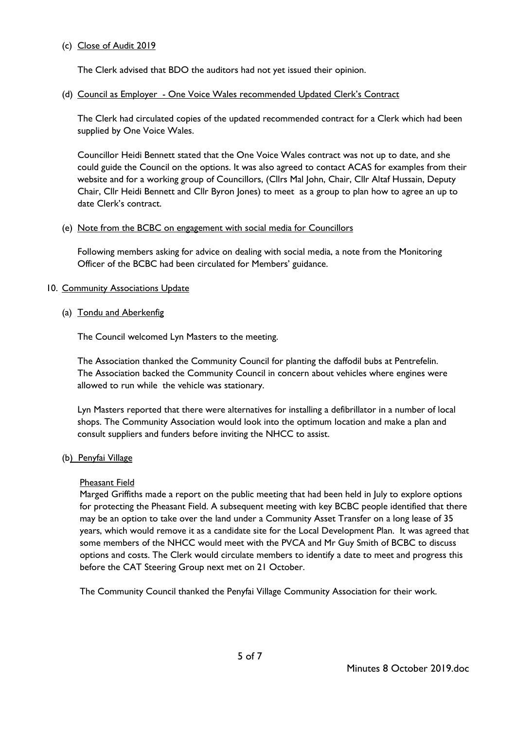(c) <u>Close of Audit 2019</u>

The Clerk advised that BDO the auditors had not yet issued their opinion.

(d) <u>Council as Employer - One Voice Wales recommended Updated Clerk's Contract</u>

The Clerk had circulated copies of the updated recommended contract for a Clerk which had been supplied by One Voice Wales.

Councillor Heidi Bennett stated that the One Voice Wales contract was not up to date, and she could guide the Council on the options. It was also agreed to contact ACAS for examples from their website and for a working group of Councillors, (Cllrs Mal John, Chair, Cllr Altaf Hussain, Deputy Chair, Cllr Heidi Bennett and Cllr Byron Jones) to meet as a group to plan how to agree an up to date Clerk's contract.

(e) <u>Note from the BCBC on engagement with social media for Councillors</u>

Following members asking for advice on dealing with social media, a note from the Monitoring Officer of the BCBC had been circulated for Members' guidance.

10. <u>Community Associations Update</u>

(a) <u>Tondu and Aberkenfig</u>

The Council welcomed Lyn Masters to the meeting.

The Association thanked the Community Council for planting the daffodil bubs at Pentrefelin. The Association backed the Community Council in concern about vehicles where engines were allowed to run while the vehicle was stationary.

Lyn Masters reported that there were alternatives for installing a defibrillator in a number of local shops. The Community Association would look into the optimum location and make a plan and consult suppliers and funders before inviting the NHCC to assist.

(b) <u>Penyfai Village</u>

<u>Pheasant Field</u>

Marged Griffiths made a report on the public meeting that had been held in July to explore options for protecting the Pheasant Field. A subsequent meeting with key BCBC people identified that there may be an option to take over the land under a Community Asset Transfer on a long lease of 35 years, which would remove it as a candidate site for the Local Development Plan. It was agreed that some members of the NHCC would meet with the PVCA and Mr Guy Smith of BCBC to discuss options and costs. The Clerk would circulate members to identify a date to meet and progress this before the CAT Steering Group next met on 21 October.

The Community Council thanked the Penyfai Village Community Association for their work.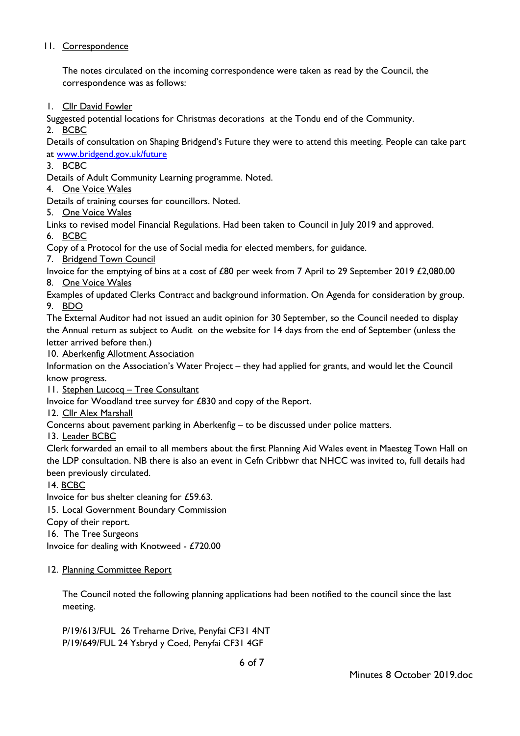11. Correspondence

The notes circulated on the incoming correspondence were taken as read by the Council, the correspondence was as follows:

1. Cllr David Fowler

Suggested potential locations for Christmas decorations at the Tondu end of the Community.

2. BCBC

Details of consultation on Shaping Bridgend's Future they were to attend this meeting. People can take part at www.bridgend.gov.uk/future

3. BCBC

Details of Adult Community Learning programme. Noted.

4. One Voice Wales

Details of training courses for councillors. Noted.

5. One Voice Wales

Links to revised model Financial Regulations. Had been taken to Council in July 2019 and approved.

6. BCBC

Copy of a Protocol for the use of Social media for elected members, for guidance.

7. Bridgend Town Council

Invoice for the emptying of bins at a cost of £80 per week from 7 April to 29 September 2019 £2,080.00

8. One Voice Wales

Examples of updated Clerks Contract and background information. On Agenda for consideration by group.

9. BDO

The External Auditor had not issued an audit opinion for 30 September, so the Council needed to display the Annual return as subject to Audit on the website for 14 days from the end of September (unless the letter arrived before then.)

10. Aberkenfig Allotment Association

Information on the Association's Water Project – they had applied for grants, and would let the Council know progress.

11. Stephen Lucocq – Tree Consultant

Invoice for Woodland tree survey for £830 and copy of the Report.

12. Cllr Alex Marshall

Concerns about pavement parking in Aberkenfig – to be discussed under police matters.

13. Leader BCBC

Clerk forwarded an email to all members about the first Planning Aid Wales event in Maesteg Town Hall on the LDP consultation. NB there is also an event in Cefn Cribbwr that NHCC was invited to, full details had been previously circulated.

14. BCBC

Invoice for bus shelter cleaning for £59.63.

15. Local Government Boundary Commission

Copy of their report.

16. The Tree Surgeons

Invoice for dealing with Knotweed - £720.00

12. Planning Committee Report

The Council noted the following planning applications had been notified to the council since the last meeting.

P/19/613/FUL 26 Treharne Drive, Penyfai CF31 4NT
P/19/649/FUL 24 Ysbryd y Coed, Penyfai CF31 4GF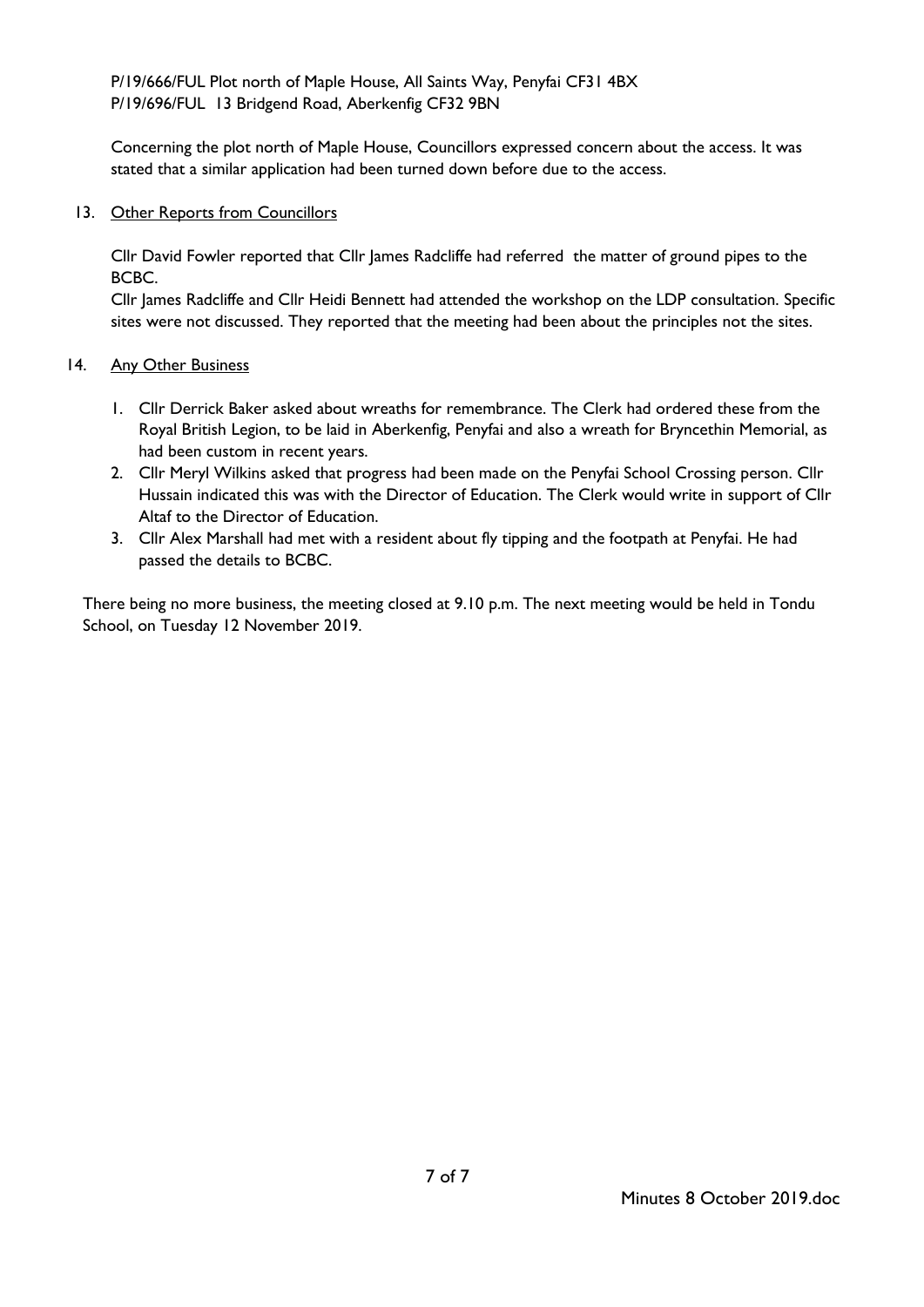P/19/666/FUL Plot north of Maple House, All Saints Way, Penyfai CF31 4BX
P/19/696/FUL 13 Bridgend Road, Aberkenfig CF32 9BN

Concerning the plot north of Maple House, Councillors expressed concern about the access. It was stated that a similar application had been turned down before due to the access.

13. <u>Other Reports from Councillors</u>

Cllr David Fowler reported that Cllr James Radcliffe had referred the matter of ground pipes to the BCBC.
Cllr James Radcliffe and Cllr Heidi Bennett had attended the workshop on the LDP consultation. Specific sites were not discussed. They reported that the meeting had been about the principles not the sites.

14. <u>Any Other Business</u>

1. Cllr Derrick Baker asked about wreaths for remembrance. The Clerk had ordered these from the Royal British Legion, to be laid in Aberkenfig, Penyfai and also a wreath for Bryncethin Memorial, as had been custom in recent years.
2. Cllr Meryl Wilkins asked that progress had been made on the Penyfai School Crossing person. Cllr Hussain indicated this was with the Director of Education. The Clerk would write in support of Cllr Altaf to the Director of Education.
3. Cllr Alex Marshall had met with a resident about fly tipping and the footpath at Penyfai. He had passed the details to BCBC.

There being no more business, the meeting closed at 9.10 p.m. The next meeting would be held in Tondu School, on Tuesday 12 November 2019.